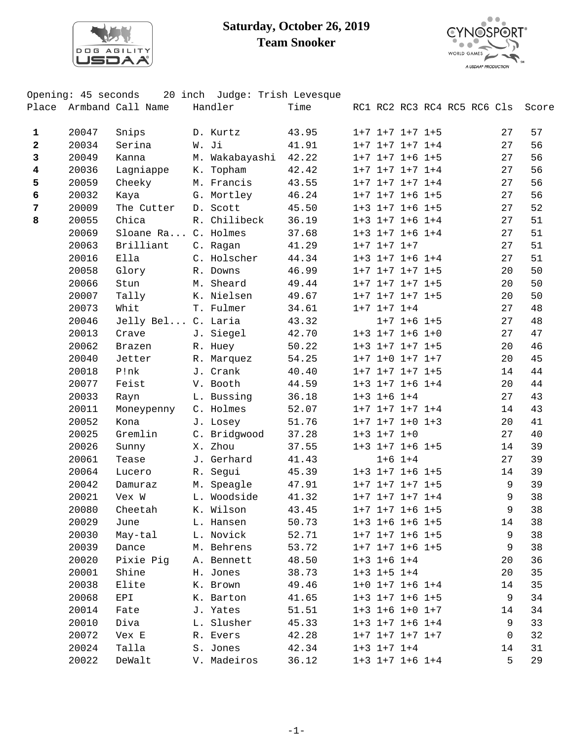**Saturday, October 26, 2019**
**Team Snooker**

Opening: 45 seconds    20 inch  Judge: Trish Levesque

| Place | Armband | Call Name | Handler | Time | RC1 | RC2 | RC3 | RC4 | RC5 | RC6 | Cls | Score |
|---|---|---|---|---|---|---|---|---|---|---|---|---|
| **1** | 20047 | Snips | D. Kurtz | 43.95 | 1+7 | 1+7 | 1+7 | 1+5 | | | 27 | 57 |
| **2** | 20034 | Serina | W. Ji | 41.91 | 1+7 | 1+7 | 1+7 | 1+4 | | | 27 | 56 |
| **3** | 20049 | Kanna | M. Wakabayashi | 42.22 | 1+7 | 1+7 | 1+6 | 1+5 | | | 27 | 56 |
| **4** | 20036 | Lagniappe | K. Topham | 42.42 | 1+7 | 1+7 | 1+7 | 1+4 | | | 27 | 56 |
| **5** | 20059 | Cheeky | M. Francis | 43.55 | 1+7 | 1+7 | 1+7 | 1+4 | | | 27 | 56 |
| **6** | 20032 | Kaya | G. Mortley | 46.24 | 1+7 | 1+7 | 1+6 | 1+5 | | | 27 | 56 |
| **7** | 20009 | The Cutter | D. Scott | 45.50 | 1+3 | 1+7 | 1+6 | 1+5 | | | 27 | 52 |
| **8** | 20055 | Chica | R. Chilibeck | 36.19 | 1+3 | 1+7 | 1+6 | 1+4 | | | 27 | 51 |
| | 20069 | Sloane Ra... | C. Holmes | 37.68 | 1+3 | 1+7 | 1+6 | 1+4 | | | 27 | 51 |
| | 20063 | Brilliant | C. Ragan | 41.29 | 1+7 | 1+7 | 1+7 | | | | 27 | 51 |
| | 20016 | Ella | C. Holscher | 44.34 | 1+3 | 1+7 | 1+6 | 1+4 | | | 27 | 51 |
| | 20058 | Glory | R. Downs | 46.99 | 1+7 | 1+7 | 1+7 | 1+5 | | | 20 | 50 |
| | 20066 | Stun | M. Sheard | 49.44 | 1+7 | 1+7 | 1+7 | 1+5 | | | 20 | 50 |
| | 20007 | Tally | K. Nielsen | 49.67 | 1+7 | 1+7 | 1+7 | 1+5 | | | 20 | 50 |
| | 20073 | Whit | T. Fulmer | 34.61 | 1+7 | 1+7 | 1+4 | | | | 27 | 48 |
| | 20046 | Jelly Bel... | C. Laria | 43.32 | | 1+7 | 1+6 | 1+5 | | | 27 | 48 |
| | 20013 | Crave | J. Siegel | 42.70 | 1+3 | 1+7 | 1+6 | 1+0 | | | 27 | 47 |
| | 20062 | Brazen | R. Huey | 50.22 | 1+3 | 1+7 | 1+7 | 1+5 | | | 20 | 46 |
| | 20040 | Jetter | R. Marquez | 54.25 | 1+7 | 1+0 | 1+7 | 1+7 | | | 20 | 45 |
| | 20018 | P!nk | J. Crank | 40.40 | 1+7 | 1+7 | 1+7 | 1+5 | | | 14 | 44 |
| | 20077 | Feist | V. Booth | 44.59 | 1+3 | 1+7 | 1+6 | 1+4 | | | 20 | 44 |
| | 20033 | Rayn | L. Bussing | 36.18 | 1+3 | 1+6 | 1+4 | | | | 27 | 43 |
| | 20011 | Moneypenny | C. Holmes | 52.07 | 1+7 | 1+7 | 1+7 | 1+4 | | | 14 | 43 |
| | 20052 | Kona | J. Losey | 51.76 | 1+7 | 1+7 | 1+0 | 1+3 | | | 20 | 41 |
| | 20025 | Gremlin | C. Bridgwood | 37.28 | 1+3 | 1+7 | 1+0 | | | | 27 | 40 |
| | 20026 | Sunny | X. Zhou | 37.55 | 1+3 | 1+7 | 1+6 | 1+5 | | | 14 | 39 |
| | 20061 | Tease | J. Gerhard | 41.43 | | 1+6 | 1+4 | | | | 27 | 39 |
| | 20064 | Lucero | R. Segui | 45.39 | 1+3 | 1+7 | 1+6 | 1+5 | | | 14 | 39 |
| | 20042 | Damuraz | M. Speagle | 47.91 | 1+7 | 1+7 | 1+7 | 1+5 | | | 9 | 39 |
| | 20021 | Vex W | L. Woodside | 41.32 | 1+7 | 1+7 | 1+7 | 1+4 | | | 9 | 38 |
| | 20080 | Cheetah | K. Wilson | 43.45 | 1+7 | 1+7 | 1+6 | 1+5 | | | 9 | 38 |
| | 20029 | June | L. Hansen | 50.73 | 1+3 | 1+6 | 1+6 | 1+5 | | | 14 | 38 |
| | 20030 | May-tal | L. Novick | 52.71 | 1+7 | 1+7 | 1+6 | 1+5 | | | 9 | 38 |
| | 20039 | Dance | M. Behrens | 53.72 | 1+7 | 1+7 | 1+6 | 1+5 | | | 9 | 38 |
| | 20020 | Pixie Pig | A. Bennett | 48.50 | 1+3 | 1+6 | 1+4 | | | | 20 | 36 |
| | 20001 | Shine | H. Jones | 38.73 | 1+3 | 1+5 | 1+4 | | | | 20 | 35 |
| | 20038 | Elite | K. Brown | 49.46 | 1+0 | 1+7 | 1+6 | 1+4 | | | 14 | 35 |
| | 20068 | EPI | K. Barton | 41.65 | 1+3 | 1+7 | 1+6 | 1+5 | | | 9 | 34 |
| | 20014 | Fate | J. Yates | 51.51 | 1+3 | 1+6 | 1+0 | 1+7 | | | 14 | 34 |
| | 20010 | Diva | L. Slusher | 45.33 | 1+3 | 1+7 | 1+6 | 1+4 | | | 9 | 33 |
| | 20072 | Vex E | R. Evers | 42.28 | 1+7 | 1+7 | 1+7 | 1+7 | | | 0 | 32 |
| | 20024 | Talla | S. Jones | 42.34 | 1+3 | 1+7 | 1+4 | | | | 14 | 31 |
| | 20022 | DeWalt | V. Madeiros | 36.12 | 1+3 | 1+7 | 1+6 | 1+4 | | | 5 | 29 |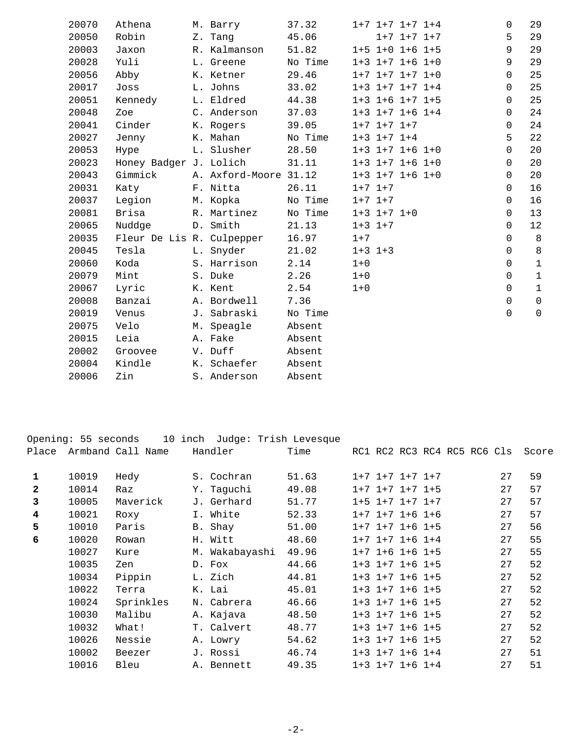| Place | Armband | Call Name | Handler | Time | RC1 | RC2 | RC3 | RC4 | RC5 | RC6 | Cls | Score |
|---|---|---|---|---|---|---|---|---|---|---|---|---|
| | 20070 | Athena | M. Barry | 37.32 | 1+7 | 1+7 | 1+7 | 1+4 | | | 0 | 29 |
| | 20050 | Robin | Z. Tang | 45.06 | | 1+7 | 1+7 | 1+7 | | | 5 | 29 |
| | 20003 | Jaxon | R. Kalmanson | 51.82 | 1+5 | 1+0 | 1+6 | 1+5 | | | 9 | 29 |
| | 20028 | Yuli | L. Greene | No Time | 1+3 | 1+7 | 1+6 | 1+0 | | | 9 | 29 |
| | 20056 | Abby | K. Ketner | 29.46 | 1+7 | 1+7 | 1+7 | 1+0 | | | 0 | 25 |
| | 20017 | Joss | L. Johns | 33.02 | 1+3 | 1+7 | 1+7 | 1+4 | | | 0 | 25 |
| | 20051 | Kennedy | L. Eldred | 44.38 | 1+3 | 1+6 | 1+7 | 1+5 | | | 0 | 25 |
| | 20048 | Zoe | C. Anderson | 37.03 | 1+3 | 1+7 | 1+6 | 1+4 | | | 0 | 24 |
| | 20041 | Cinder | K. Rogers | 39.05 | 1+7 | 1+7 | 1+7 | | | | 0 | 24 |
| | 20027 | Jenny | K. Mahan | No Time | 1+3 | 1+7 | 1+4 | | | | 5 | 22 |
| | 20053 | Hype | L. Slusher | 28.50 | 1+3 | 1+7 | 1+6 | 1+0 | | | 0 | 20 |
| | 20023 | Honey Badger | J. Lolich | 31.11 | 1+3 | 1+7 | 1+6 | 1+0 | | | 0 | 20 |
| | 20043 | Gimmick | A. Axford-Moore | 31.12 | 1+3 | 1+7 | 1+6 | 1+0 | | | 0 | 20 |
| | 20031 | Katy | F. Nitta | 26.11 | 1+7 | 1+7 | | | | | 0 | 16 |
| | 20037 | Legion | M. Kopka | No Time | 1+7 | 1+7 | | | | | 0 | 16 |
| | 20081 | Brisa | R. Martinez | No Time | 1+3 | 1+7 | 1+0 | | | | 0 | 13 |
| | 20065 | Nuddge | D. Smith | 21.13 | 1+3 | 1+7 | | | | | 0 | 12 |
| | 20035 | Fleur De Lis | R. Culpepper | 16.97 | 1+7 | | | | | | 0 | 8 |
| | 20045 | Tesla | L. Snyder | 21.02 | 1+3 | 1+3 | | | | | 0 | 8 |
| | 20060 | Koda | S. Harrison | 2.14 | 1+0 | | | | | | 0 | 1 |
| | 20079 | Mint | S. Duke | 2.26 | 1+0 | | | | | | 0 | 1 |
| | 20067 | Lyric | K. Kent | 2.54 | 1+0 | | | | | | 0 | 1 |
| | 20008 | Banzai | A. Bordwell | 7.36 | | | | | | | 0 | 0 |
| | 20019 | Venus | J. Sabraski | No Time | | | | | | | 0 | 0 |
| | 20075 | Velo | M. Speagle | Absent | | | | | | | | |
| | 20015 | Leia | A. Fake | Absent | | | | | | | | |
| | 20002 | Groovee | V. Duff | Absent | | | | | | | | |
| | 20004 | Kindle | K. Schaefer | Absent | | | | | | | | |
| | 20006 | Zin | S. Anderson | Absent | | | | | | | | |

Opening: 55 seconds  10 inch  Judge: Trish Levesque

| Place | Armband | Call Name | Handler | Time | RC1 | RC2 | RC3 | RC4 | RC5 | RC6 | Cls | Score |
|---|---|---|---|---|---|---|---|---|---|---|---|---|
| **1** | 10019 | Hedy | S. Cochran | 51.63 | 1+7 | 1+7 | 1+7 | 1+7 | | | 27 | 59 |
| **2** | 10014 | Raz | Y. Taguchi | 49.08 | 1+7 | 1+7 | 1+7 | 1+5 | | | 27 | 57 |
| **3** | 10005 | Maverick | J. Gerhard | 51.77 | 1+5 | 1+7 | 1+7 | 1+7 | | | 27 | 57 |
| **4** | 10021 | Roxy | I. White | 52.33 | 1+7 | 1+7 | 1+6 | 1+6 | | | 27 | 57 |
| **5** | 10010 | Paris | B. Shay | 51.00 | 1+7 | 1+7 | 1+6 | 1+5 | | | 27 | 56 |
| **6** | 10020 | Rowan | H. Witt | 48.60 | 1+7 | 1+7 | 1+6 | 1+4 | | | 27 | 55 |
| | 10027 | Kure | M. Wakabayashi | 49.96 | 1+7 | 1+6 | 1+6 | 1+5 | | | 27 | 55 |
| | 10035 | Zen | D. Fox | 44.66 | 1+3 | 1+7 | 1+6 | 1+5 | | | 27 | 52 |
| | 10034 | Pippin | L. Zich | 44.81 | 1+3 | 1+7 | 1+6 | 1+5 | | | 27 | 52 |
| | 10022 | Terra | K. Lai | 45.01 | 1+3 | 1+7 | 1+6 | 1+5 | | | 27 | 52 |
| | 10024 | Sprinkles | N. Cabrera | 46.66 | 1+3 | 1+7 | 1+6 | 1+5 | | | 27 | 52 |
| | 10030 | Malibu | A. Kajava | 48.50 | 1+3 | 1+7 | 1+6 | 1+5 | | | 27 | 52 |
| | 10032 | What! | T. Calvert | 48.77 | 1+3 | 1+7 | 1+6 | 1+5 | | | 27 | 52 |
| | 10026 | Nessie | A. Lowry | 54.62 | 1+3 | 1+7 | 1+6 | 1+5 | | | 27 | 52 |
| | 10002 | Beezer | J. Rossi | 46.74 | 1+3 | 1+7 | 1+6 | 1+4 | | | 27 | 51 |
| | 10016 | Bleu | A. Bennett | 49.35 | 1+3 | 1+7 | 1+6 | 1+4 | | | 27 | 51 |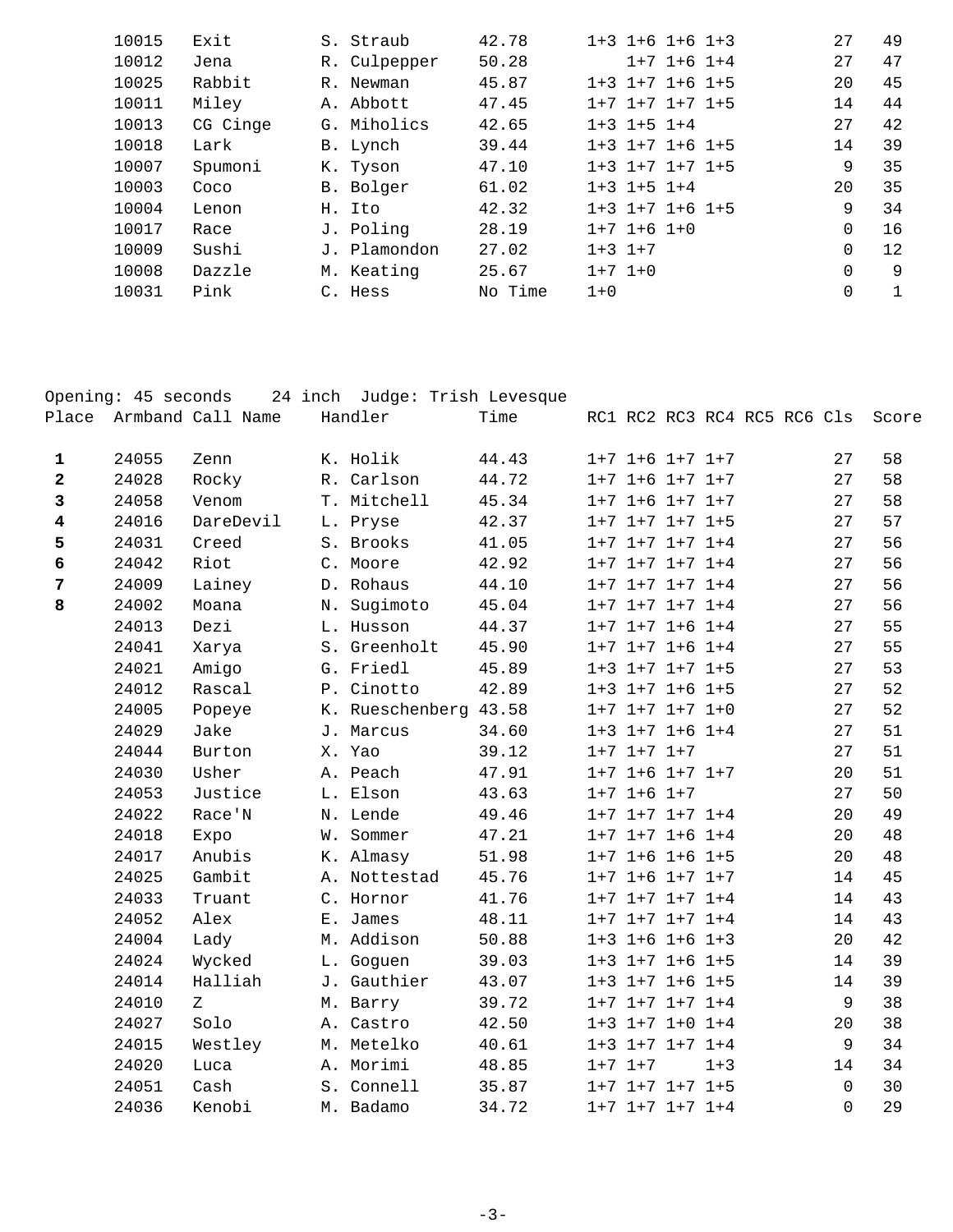| Place | Armband | Call Name | Handler | Time | RC1 | RC2 | RC3 | RC4 | RC5 | RC6 | Cls | Score |
|---|---|---|---|---|---|---|---|---|---|---|---|---|
| | 10015 | Exit | S. Straub | 42.78 | 1+3 | 1+6 | 1+6 | 1+3 | | | 27 | 49 |
| | 10012 | Jena | R. Culpepper | 50.28 | | 1+7 | 1+6 | 1+4 | | | 27 | 47 |
| | 10025 | Rabbit | R. Newman | 45.87 | 1+3 | 1+7 | 1+6 | 1+5 | | | 20 | 45 |
| | 10011 | Miley | A. Abbott | 47.45 | 1+7 | 1+7 | 1+7 | 1+5 | | | 14 | 44 |
| | 10013 | CG Cinge | G. Miholics | 42.65 | 1+3 | 1+5 | 1+4 | | | | 27 | 42 |
| | 10018 | Lark | B. Lynch | 39.44 | 1+3 | 1+7 | 1+6 | 1+5 | | | 14 | 39 |
| | 10007 | Spumoni | K. Tyson | 47.10 | 1+3 | 1+7 | 1+7 | 1+5 | | | 9 | 35 |
| | 10003 | Coco | B. Bolger | 61.02 | 1+3 | 1+5 | 1+4 | | | | 20 | 35 |
| | 10004 | Lenon | H. Ito | 42.32 | 1+3 | 1+7 | 1+6 | 1+5 | | | 9 | 34 |
| | 10017 | Race | J. Poling | 28.19 | 1+7 | 1+6 | 1+0 | | | | 0 | 16 |
| | 10009 | Sushi | J. Plamondon | 27.02 | 1+3 | 1+7 | | | | | 0 | 12 |
| | 10008 | Dazzle | M. Keating | 25.67 | 1+7 | 1+0 | | | | | 0 | 9 |
| | 10031 | Pink | C. Hess | No Time | 1+0 | | | | | | 0 | 1 |

Opening: 45 seconds    24 inch  Judge: Trish Levesque

| Place | Armband | Call Name | Handler | Time | RC1 | RC2 | RC3 | RC4 | RC5 | RC6 | Cls | Score |
|---|---|---|---|---|---|---|---|---|---|---|---|---|
| **1** | 24055 | Zenn | K. Holik | 44.43 | 1+7 | 1+6 | 1+7 | 1+7 | | | 27 | 58 |
| **2** | 24028 | Rocky | R. Carlson | 44.72 | 1+7 | 1+6 | 1+7 | 1+7 | | | 27 | 58 |
| **3** | 24058 | Venom | T. Mitchell | 45.34 | 1+7 | 1+6 | 1+7 | 1+7 | | | 27 | 58 |
| **4** | 24016 | DareDevil | L. Pryse | 42.37 | 1+7 | 1+7 | 1+7 | 1+5 | | | 27 | 57 |
| **5** | 24031 | Creed | S. Brooks | 41.05 | 1+7 | 1+7 | 1+7 | 1+4 | | | 27 | 56 |
| **6** | 24042 | Riot | C. Moore | 42.92 | 1+7 | 1+7 | 1+7 | 1+4 | | | 27 | 56 |
| **7** | 24009 | Lainey | D. Rohaus | 44.10 | 1+7 | 1+7 | 1+7 | 1+4 | | | 27 | 56 |
| **8** | 24002 | Moana | N. Sugimoto | 45.04 | 1+7 | 1+7 | 1+7 | 1+4 | | | 27 | 56 |
| | 24013 | Dezi | L. Husson | 44.37 | 1+7 | 1+7 | 1+6 | 1+4 | | | 27 | 55 |
| | 24041 | Xarya | S. Greenholt | 45.90 | 1+7 | 1+7 | 1+6 | 1+4 | | | 27 | 55 |
| | 24021 | Amigo | G. Friedl | 45.89 | 1+3 | 1+7 | 1+7 | 1+5 | | | 27 | 53 |
| | 24012 | Rascal | P. Cinotto | 42.89 | 1+3 | 1+7 | 1+6 | 1+5 | | | 27 | 52 |
| | 24005 | Popeye | K. Rueschenberg | 43.58 | 1+7 | 1+7 | 1+7 | 1+0 | | | 27 | 52 |
| | 24029 | Jake | J. Marcus | 34.60 | 1+3 | 1+7 | 1+6 | 1+4 | | | 27 | 51 |
| | 24044 | Burton | X. Yao | 39.12 | 1+7 | 1+7 | 1+7 | | | | 27 | 51 |
| | 24030 | Usher | A. Peach | 47.91 | 1+7 | 1+6 | 1+7 | 1+7 | | | 20 | 51 |
| | 24053 | Justice | L. Elson | 43.63 | 1+7 | 1+6 | 1+7 | | | | 27 | 50 |
| | 24022 | Race'N | N. Lende | 49.46 | 1+7 | 1+7 | 1+7 | 1+4 | | | 20 | 49 |
| | 24018 | Expo | W. Sommer | 47.21 | 1+7 | 1+7 | 1+6 | 1+4 | | | 20 | 48 |
| | 24017 | Anubis | K. Almasy | 51.98 | 1+7 | 1+6 | 1+6 | 1+5 | | | 20 | 48 |
| | 24025 | Gambit | A. Nottestad | 45.76 | 1+7 | 1+6 | 1+7 | 1+7 | | | 14 | 45 |
| | 24033 | Truant | C. Hornor | 41.76 | 1+7 | 1+7 | 1+7 | 1+4 | | | 14 | 43 |
| | 24052 | Alex | E. James | 48.11 | 1+7 | 1+7 | 1+7 | 1+4 | | | 14 | 43 |
| | 24004 | Lady | M. Addison | 50.88 | 1+3 | 1+6 | 1+6 | 1+3 | | | 20 | 42 |
| | 24024 | Wycked | L. Goguen | 39.03 | 1+3 | 1+7 | 1+6 | 1+5 | | | 14 | 39 |
| | 24014 | Halliah | J. Gauthier | 43.07 | 1+3 | 1+7 | 1+6 | 1+5 | | | 14 | 39 |
| | 24010 | Z | M. Barry | 39.72 | 1+7 | 1+7 | 1+7 | 1+4 | | | 9 | 38 |
| | 24027 | Solo | A. Castro | 42.50 | 1+3 | 1+7 | 1+0 | 1+4 | | | 20 | 38 |
| | 24015 | Westley | M. Metelko | 40.61 | 1+3 | 1+7 | 1+7 | 1+4 | | | 9 | 34 |
| | 24020 | Luca | A. Morimi | 48.85 | 1+7 | 1+7 | | 1+3 | | | 14 | 34 |
| | 24051 | Cash | S. Connell | 35.87 | 1+7 | 1+7 | 1+7 | 1+5 | | | 0 | 30 |
| | 24036 | Kenobi | M. Badamo | 34.72 | 1+7 | 1+7 | 1+7 | 1+4 | | | 0 | 29 |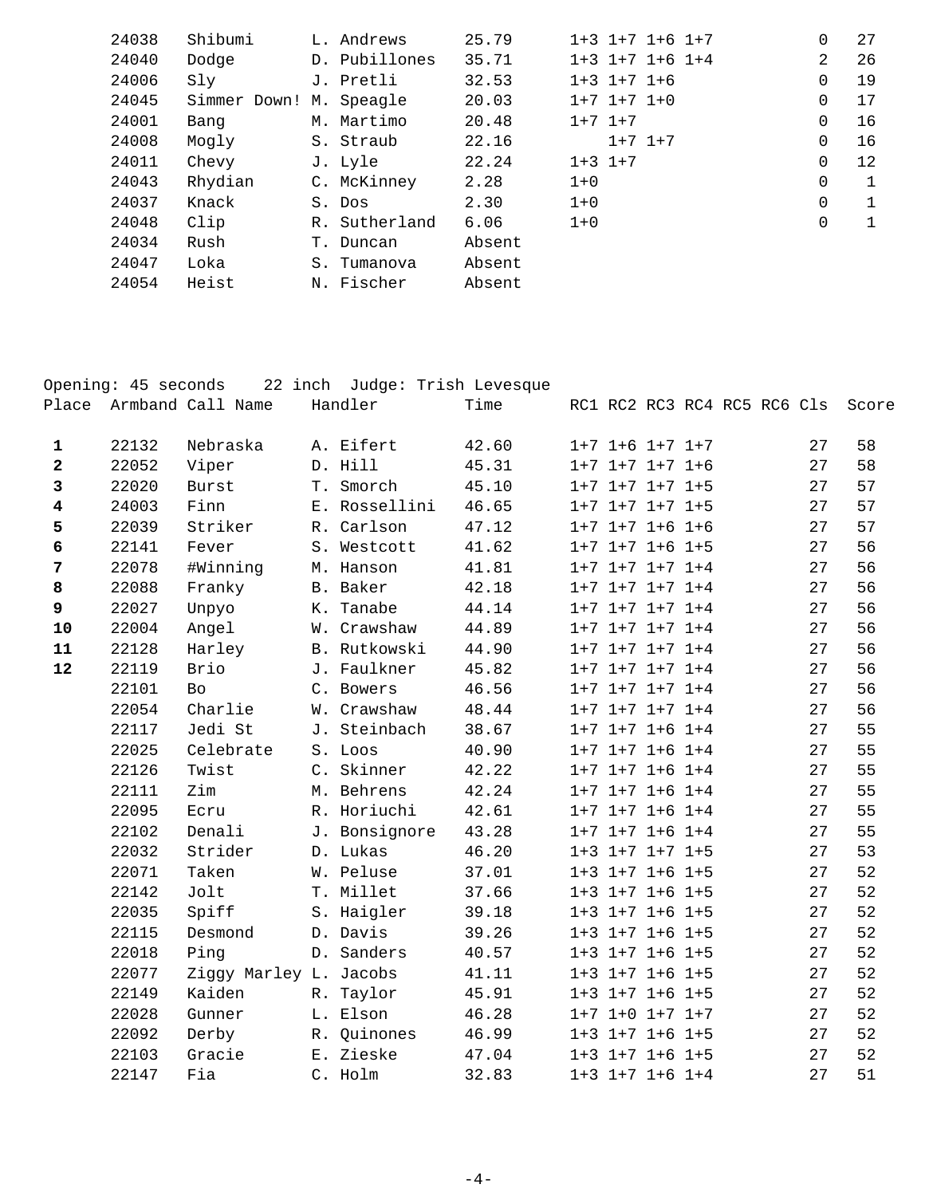| Place | Armband | Call Name | Handler | Time | RC1 | RC2 | RC3 | RC4 | RC5 | RC6 | Cls | Score |
|---|---|---|---|---|---|---|---|---|---|---|---|---|
| | 24038 | Shibumi | L. Andrews | 25.79 | 1+3 | 1+7 | 1+6 | 1+7 | | | 0 | 27 |
| | 24040 | Dodge | D. Pubillones | 35.71 | 1+3 | 1+7 | 1+6 | 1+4 | | | 2 | 26 |
| | 24006 | Sly | J. Pretli | 32.53 | 1+3 | 1+7 | 1+6 | | | | 0 | 19 |
| | 24045 | Simmer Down! | M. Speagle | 20.03 | 1+7 | 1+7 | 1+0 | | | | 0 | 17 |
| | 24001 | Bang | M. Martimo | 20.48 | 1+7 | 1+7 | | | | | 0 | 16 |
| | 24008 | Mogly | S. Straub | 22.16 | | 1+7 | 1+7 | | | | 0 | 16 |
| | 24011 | Chevy | J. Lyle | 22.24 | 1+3 | 1+7 | | | | | 0 | 12 |
| | 24043 | Rhydian | C. McKinney | 2.28 | 1+0 | | | | | | 0 | 1 |
| | 24037 | Knack | S. Dos | 2.30 | 1+0 | | | | | | 0 | 1 |
| | 24048 | Clip | R. Sutherland | 6.06 | 1+0 | | | | | | 0 | 1 |
| | 24034 | Rush | T. Duncan | Absent | | | | | | | | |
| | 24047 | Loka | S. Tumanova | Absent | | | | | | | | |
| | 24054 | Heist | N. Fischer | Absent | | | | | | | | |

Opening: 45 seconds 22 inch Judge: Trish Levesque

| Place | Armband | Call Name | Handler | Time | RC1 | RC2 | RC3 | RC4 | RC5 | RC6 | Cls | Score |
|---|---|---|---|---|---|---|---|---|---|---|---|---|
| **1** | 22132 | Nebraska | A. Eifert | 42.60 | 1+7 | 1+6 | 1+7 | 1+7 | | | 27 | 58 |
| **2** | 22052 | Viper | D. Hill | 45.31 | 1+7 | 1+7 | 1+7 | 1+6 | | | 27 | 58 |
| **3** | 22020 | Burst | T. Smorch | 45.10 | 1+7 | 1+7 | 1+7 | 1+5 | | | 27 | 57 |
| **4** | 24003 | Finn | E. Rossellini | 46.65 | 1+7 | 1+7 | 1+7 | 1+5 | | | 27 | 57 |
| **5** | 22039 | Striker | R. Carlson | 47.12 | 1+7 | 1+7 | 1+6 | 1+6 | | | 27 | 57 |
| **6** | 22141 | Fever | S. Westcott | 41.62 | 1+7 | 1+7 | 1+6 | 1+5 | | | 27 | 56 |
| **7** | 22078 | #Winning | M. Hanson | 41.81 | 1+7 | 1+7 | 1+7 | 1+4 | | | 27 | 56 |
| **8** | 22088 | Franky | B. Baker | 42.18 | 1+7 | 1+7 | 1+7 | 1+4 | | | 27 | 56 |
| **9** | 22027 | Unpyo | K. Tanabe | 44.14 | 1+7 | 1+7 | 1+7 | 1+4 | | | 27 | 56 |
| **10** | 22004 | Angel | W. Crawshaw | 44.89 | 1+7 | 1+7 | 1+7 | 1+4 | | | 27 | 56 |
| **11** | 22128 | Harley | B. Rutkowski | 44.90 | 1+7 | 1+7 | 1+7 | 1+4 | | | 27 | 56 |
| **12** | 22119 | Brio | J. Faulkner | 45.82 | 1+7 | 1+7 | 1+7 | 1+4 | | | 27 | 56 |
| | 22101 | Bo | C. Bowers | 46.56 | 1+7 | 1+7 | 1+7 | 1+4 | | | 27 | 56 |
| | 22054 | Charlie | W. Crawshaw | 48.44 | 1+7 | 1+7 | 1+7 | 1+4 | | | 27 | 56 |
| | 22117 | Jedi St | J. Steinbach | 38.67 | 1+7 | 1+7 | 1+6 | 1+4 | | | 27 | 55 |
| | 22025 | Celebrate | S. Loos | 40.90 | 1+7 | 1+7 | 1+6 | 1+4 | | | 27 | 55 |
| | 22126 | Twist | C. Skinner | 42.22 | 1+7 | 1+7 | 1+6 | 1+4 | | | 27 | 55 |
| | 22111 | Zim | M. Behrens | 42.24 | 1+7 | 1+7 | 1+6 | 1+4 | | | 27 | 55 |
| | 22095 | Ecru | R. Horiuchi | 42.61 | 1+7 | 1+7 | 1+6 | 1+4 | | | 27 | 55 |
| | 22102 | Denali | J. Bonsignore | 43.28 | 1+7 | 1+7 | 1+6 | 1+4 | | | 27 | 55 |
| | 22032 | Strider | D. Lukas | 46.20 | 1+3 | 1+7 | 1+7 | 1+5 | | | 27 | 53 |
| | 22071 | Taken | W. Peluse | 37.01 | 1+3 | 1+7 | 1+6 | 1+5 | | | 27 | 52 |
| | 22142 | Jolt | T. Millet | 37.66 | 1+3 | 1+7 | 1+6 | 1+5 | | | 27 | 52 |
| | 22035 | Spiff | S. Haigler | 39.18 | 1+3 | 1+7 | 1+6 | 1+5 | | | 27 | 52 |
| | 22115 | Desmond | D. Davis | 39.26 | 1+3 | 1+7 | 1+6 | 1+5 | | | 27 | 52 |
| | 22018 | Ping | D. Sanders | 40.57 | 1+3 | 1+7 | 1+6 | 1+5 | | | 27 | 52 |
| | 22077 | Ziggy Marley | L. Jacobs | 41.11 | 1+3 | 1+7 | 1+6 | 1+5 | | | 27 | 52 |
| | 22149 | Kaiden | R. Taylor | 45.91 | 1+3 | 1+7 | 1+6 | 1+5 | | | 27 | 52 |
| | 22028 | Gunner | L. Elson | 46.28 | 1+7 | 1+0 | 1+7 | 1+7 | | | 27 | 52 |
| | 22092 | Derby | R. Quinones | 46.99 | 1+3 | 1+7 | 1+6 | 1+5 | | | 27 | 52 |
| | 22103 | Gracie | E. Zieske | 47.04 | 1+3 | 1+7 | 1+6 | 1+5 | | | 27 | 52 |
| | 22147 | Fia | C. Holm | 32.83 | 1+3 | 1+7 | 1+6 | 1+4 | | | 27 | 51 |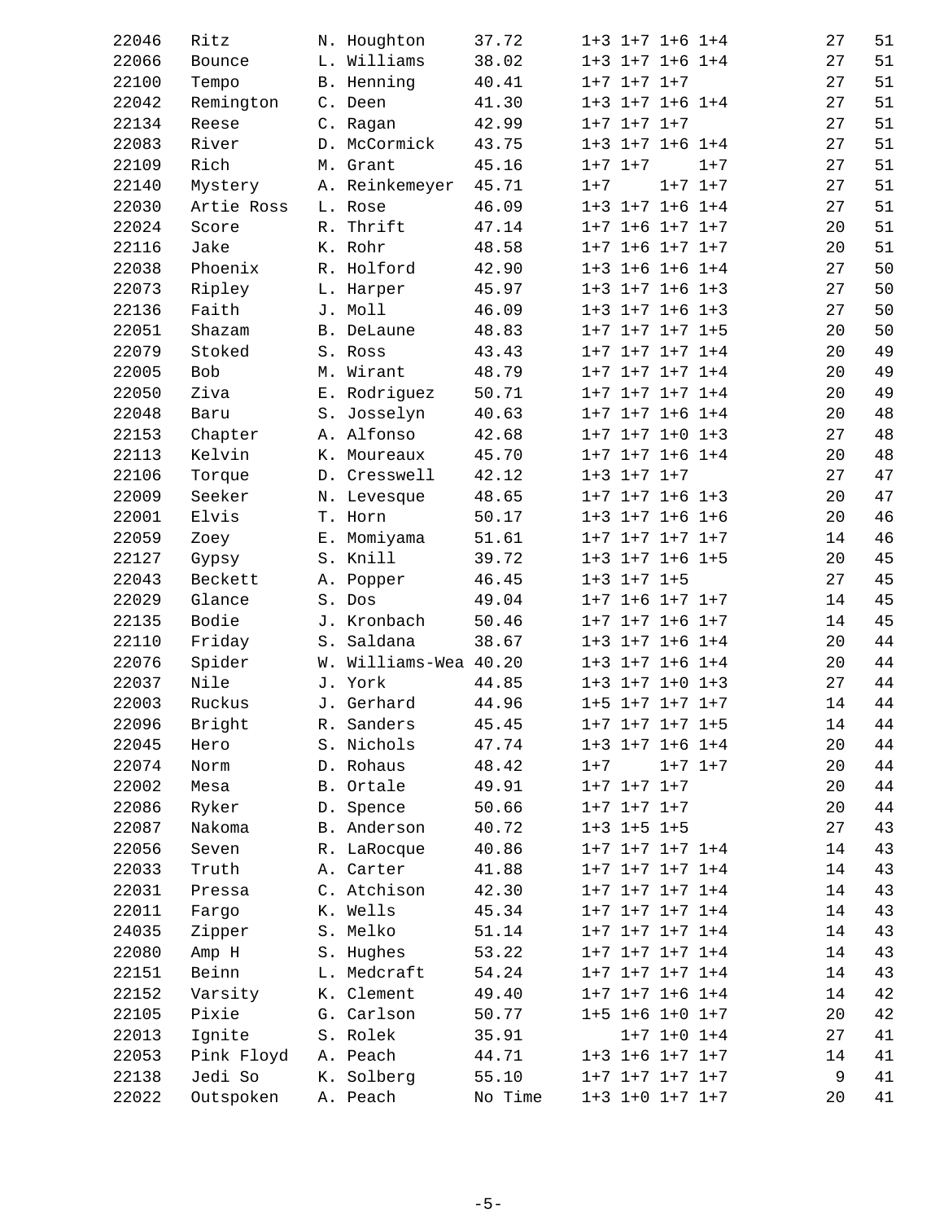| | | | | | | | | | |
|---|---|---|---|---|---|---|---|---|---|
| 22046 | Ritz | N. Houghton | 37.72 | 1+3 | 1+7 | 1+6 | 1+4 | 27 | 51 |
| 22066 | Bounce | L. Williams | 38.02 | 1+3 | 1+7 | 1+6 | 1+4 | 27 | 51 |
| 22100 | Tempo | B. Henning | 40.41 | 1+7 | 1+7 | 1+7 | | 27 | 51 |
| 22042 | Remington | C. Deen | 41.30 | 1+3 | 1+7 | 1+6 | 1+4 | 27 | 51 |
| 22134 | Reese | C. Ragan | 42.99 | 1+7 | 1+7 | 1+7 | | 27 | 51 |
| 22083 | River | D. McCormick | 43.75 | 1+3 | 1+7 | 1+6 | 1+4 | 27 | 51 |
| 22109 | Rich | M. Grant | 45.16 | 1+7 | 1+7 | | 1+7 | 27 | 51 |
| 22140 | Mystery | A. Reinkemeyer | 45.71 | 1+7 | | 1+7 | 1+7 | 27 | 51 |
| 22030 | Artie Ross | L. Rose | 46.09 | 1+3 | 1+7 | 1+6 | 1+4 | 27 | 51 |
| 22024 | Score | R. Thrift | 47.14 | 1+7 | 1+6 | 1+7 | 1+7 | 20 | 51 |
| 22116 | Jake | K. Rohr | 48.58 | 1+7 | 1+6 | 1+7 | 1+7 | 20 | 51 |
| 22038 | Phoenix | R. Holford | 42.90 | 1+3 | 1+6 | 1+6 | 1+4 | 27 | 50 |
| 22073 | Ripley | L. Harper | 45.97 | 1+3 | 1+7 | 1+6 | 1+3 | 27 | 50 |
| 22136 | Faith | J. Moll | 46.09 | 1+3 | 1+7 | 1+6 | 1+3 | 27 | 50 |
| 22051 | Shazam | B. DeLaune | 48.83 | 1+7 | 1+7 | 1+7 | 1+5 | 20 | 50 |
| 22079 | Stoked | S. Ross | 43.43 | 1+7 | 1+7 | 1+7 | 1+4 | 20 | 49 |
| 22005 | Bob | M. Wirant | 48.79 | 1+7 | 1+7 | 1+7 | 1+4 | 20 | 49 |
| 22050 | Ziva | E. Rodriguez | 50.71 | 1+7 | 1+7 | 1+7 | 1+4 | 20 | 49 |
| 22048 | Baru | S. Josselyn | 40.63 | 1+7 | 1+7 | 1+6 | 1+4 | 20 | 48 |
| 22153 | Chapter | A. Alfonso | 42.68 | 1+7 | 1+7 | 1+0 | 1+3 | 27 | 48 |
| 22113 | Kelvin | K. Moureaux | 45.70 | 1+7 | 1+7 | 1+6 | 1+4 | 20 | 48 |
| 22106 | Torque | D. Cresswell | 42.12 | 1+3 | 1+7 | 1+7 | | 27 | 47 |
| 22009 | Seeker | N. Levesque | 48.65 | 1+7 | 1+7 | 1+6 | 1+3 | 20 | 47 |
| 22001 | Elvis | T. Horn | 50.17 | 1+3 | 1+7 | 1+6 | 1+6 | 20 | 46 |
| 22059 | Zoey | E. Momiyama | 51.61 | 1+7 | 1+7 | 1+7 | 1+7 | 14 | 46 |
| 22127 | Gypsy | S. Knill | 39.72 | 1+3 | 1+7 | 1+6 | 1+5 | 20 | 45 |
| 22043 | Beckett | A. Popper | 46.45 | 1+3 | 1+7 | 1+5 | | 27 | 45 |
| 22029 | Glance | S. Dos | 49.04 | 1+7 | 1+6 | 1+7 | 1+7 | 14 | 45 |
| 22135 | Bodie | J. Kronbach | 50.46 | 1+7 | 1+7 | 1+6 | 1+7 | 14 | 45 |
| 22110 | Friday | S. Saldana | 38.67 | 1+3 | 1+7 | 1+6 | 1+4 | 20 | 44 |
| 22076 | Spider | W. Williams-Wea | 40.20 | 1+3 | 1+7 | 1+6 | 1+4 | 20 | 44 |
| 22037 | Nile | J. York | 44.85 | 1+3 | 1+7 | 1+0 | 1+3 | 27 | 44 |
| 22003 | Ruckus | J. Gerhard | 44.96 | 1+5 | 1+7 | 1+7 | 1+7 | 14 | 44 |
| 22096 | Bright | R. Sanders | 45.45 | 1+7 | 1+7 | 1+7 | 1+5 | 14 | 44 |
| 22045 | Hero | S. Nichols | 47.74 | 1+3 | 1+7 | 1+6 | 1+4 | 20 | 44 |
| 22074 | Norm | D. Rohaus | 48.42 | 1+7 | | 1+7 | 1+7 | 20 | 44 |
| 22002 | Mesa | B. Ortale | 49.91 | 1+7 | 1+7 | 1+7 | | 20 | 44 |
| 22086 | Ryker | D. Spence | 50.66 | 1+7 | 1+7 | 1+7 | | 20 | 44 |
| 22087 | Nakoma | B. Anderson | 40.72 | 1+3 | 1+5 | 1+5 | | 27 | 43 |
| 22056 | Seven | R. LaRocque | 40.86 | 1+7 | 1+7 | 1+7 | 1+4 | 14 | 43 |
| 22033 | Truth | A. Carter | 41.88 | 1+7 | 1+7 | 1+7 | 1+4 | 14 | 43 |
| 22031 | Pressa | C. Atchison | 42.30 | 1+7 | 1+7 | 1+7 | 1+4 | 14 | 43 |
| 22011 | Fargo | K. Wells | 45.34 | 1+7 | 1+7 | 1+7 | 1+4 | 14 | 43 |
| 24035 | Zipper | S. Melko | 51.14 | 1+7 | 1+7 | 1+7 | 1+4 | 14 | 43 |
| 22080 | Amp H | S. Hughes | 53.22 | 1+7 | 1+7 | 1+7 | 1+4 | 14 | 43 |
| 22151 | Beinn | L. Medcraft | 54.24 | 1+7 | 1+7 | 1+7 | 1+4 | 14 | 43 |
| 22152 | Varsity | K. Clement | 49.40 | 1+7 | 1+7 | 1+6 | 1+4 | 14 | 42 |
| 22105 | Pixie | G. Carlson | 50.77 | 1+5 | 1+6 | 1+0 | 1+7 | 20 | 42 |
| 22013 | Ignite | S. Rolek | 35.91 | | 1+7 | 1+0 | 1+4 | 27 | 41 |
| 22053 | Pink Floyd | A. Peach | 44.71 | 1+3 | 1+6 | 1+7 | 1+7 | 14 | 41 |
| 22138 | Jedi So | K. Solberg | 55.10 | 1+7 | 1+7 | 1+7 | 1+7 | 9 | 41 |
| 22022 | Outspoken | A. Peach | No Time | 1+3 | 1+0 | 1+7 | 1+7 | 20 | 41 |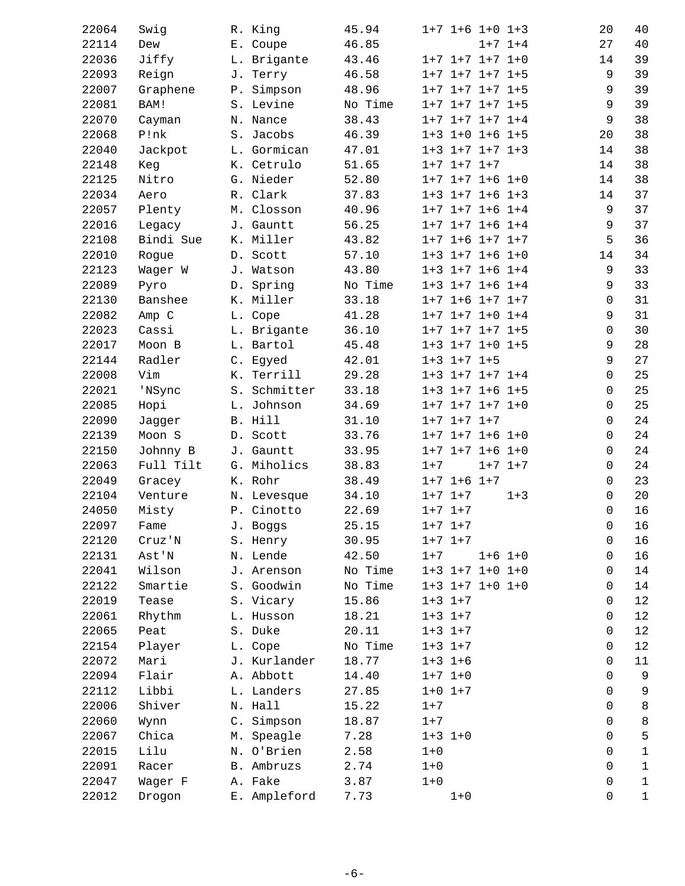| | | | | | | | | | |
|---|---|---|---|---|---|---|---|---|---|
| 22064 | Swig | R. King | 45.94 | 1+7 | 1+6 | 1+0 | 1+3 | 20 | 40 |
| 22114 | Dew | E. Coupe | 46.85 | | | 1+7 | 1+4 | 27 | 40 |
| 22036 | Jiffy | L. Brigante | 43.46 | 1+7 | 1+7 | 1+7 | 1+0 | 14 | 39 |
| 22093 | Reign | J. Terry | 46.58 | 1+7 | 1+7 | 1+7 | 1+5 | 9 | 39 |
| 22007 | Graphene | P. Simpson | 48.96 | 1+7 | 1+7 | 1+7 | 1+5 | 9 | 39 |
| 22081 | BAM! | S. Levine | No Time | 1+7 | 1+7 | 1+7 | 1+5 | 9 | 39 |
| 22070 | Cayman | N. Nance | 38.43 | 1+7 | 1+7 | 1+7 | 1+4 | 9 | 38 |
| 22068 | P!nk | S. Jacobs | 46.39 | 1+3 | 1+0 | 1+6 | 1+5 | 20 | 38 |
| 22040 | Jackpot | L. Gormican | 47.01 | 1+3 | 1+7 | 1+7 | 1+3 | 14 | 38 |
| 22148 | Keg | K. Cetrulo | 51.65 | 1+7 | 1+7 | 1+7 | | 14 | 38 |
| 22125 | Nitro | G. Nieder | 52.80 | 1+7 | 1+7 | 1+6 | 1+0 | 14 | 38 |
| 22034 | Aero | R. Clark | 37.83 | 1+3 | 1+7 | 1+6 | 1+3 | 14 | 37 |
| 22057 | Plenty | M. Closson | 40.96 | 1+7 | 1+7 | 1+6 | 1+4 | 9 | 37 |
| 22016 | Legacy | J. Gauntt | 56.25 | 1+7 | 1+7 | 1+6 | 1+4 | 9 | 37 |
| 22108 | Bindi Sue | K. Miller | 43.82 | 1+7 | 1+6 | 1+7 | 1+7 | 5 | 36 |
| 22010 | Rogue | D. Scott | 57.10 | 1+3 | 1+7 | 1+6 | 1+0 | 14 | 34 |
| 22123 | Wager W | J. Watson | 43.80 | 1+3 | 1+7 | 1+6 | 1+4 | 9 | 33 |
| 22089 | Pyro | D. Spring | No Time | 1+3 | 1+7 | 1+6 | 1+4 | 9 | 33 |
| 22130 | Banshee | K. Miller | 33.18 | 1+7 | 1+6 | 1+7 | 1+7 | 0 | 31 |
| 22082 | Amp C | L. Cope | 41.28 | 1+7 | 1+7 | 1+0 | 1+4 | 9 | 31 |
| 22023 | Cassi | L. Brigante | 36.10 | 1+7 | 1+7 | 1+7 | 1+5 | 0 | 30 |
| 22017 | Moon B | L. Bartol | 45.48 | 1+3 | 1+7 | 1+0 | 1+5 | 9 | 28 |
| 22144 | Radler | C. Egyed | 42.01 | 1+3 | 1+7 | 1+5 | | 9 | 27 |
| 22008 | Vim | K. Terrill | 29.28 | 1+3 | 1+7 | 1+7 | 1+4 | 0 | 25 |
| 22021 | 'NSync | S. Schmitter | 33.18 | 1+3 | 1+7 | 1+6 | 1+5 | 0 | 25 |
| 22085 | Hopi | L. Johnson | 34.69 | 1+7 | 1+7 | 1+7 | 1+0 | 0 | 25 |
| 22090 | Jagger | B. Hill | 31.10 | 1+7 | 1+7 | 1+7 | | 0 | 24 |
| 22139 | Moon S | D. Scott | 33.76 | 1+7 | 1+7 | 1+6 | 1+0 | 0 | 24 |
| 22150 | Johnny B | J. Gauntt | 33.95 | 1+7 | 1+7 | 1+6 | 1+0 | 0 | 24 |
| 22063 | Full Tilt | G. Miholics | 38.83 | 1+7 | | 1+7 | 1+7 | 0 | 24 |
| 22049 | Gracey | K. Rohr | 38.49 | 1+7 | 1+6 | 1+7 | | 0 | 23 |
| 22104 | Venture | N. Levesque | 34.10 | 1+7 | 1+7 | | 1+3 | 0 | 20 |
| 24050 | Misty | P. Cinotto | 22.69 | 1+7 | 1+7 | | | 0 | 16 |
| 22097 | Fame | J. Boggs | 25.15 | 1+7 | 1+7 | | | 0 | 16 |
| 22120 | Cruz'N | S. Henry | 30.95 | 1+7 | 1+7 | | | 0 | 16 |
| 22131 | Ast'N | N. Lende | 42.50 | 1+7 | | 1+6 | 1+0 | 0 | 16 |
| 22041 | Wilson | J. Arenson | No Time | 1+3 | 1+7 | 1+0 | 1+0 | 0 | 14 |
| 22122 | Smartie | S. Goodwin | No Time | 1+3 | 1+7 | 1+0 | 1+0 | 0 | 14 |
| 22019 | Tease | S. Vicary | 15.86 | 1+3 | 1+7 | | | 0 | 12 |
| 22061 | Rhythm | L. Husson | 18.21 | 1+3 | 1+7 | | | 0 | 12 |
| 22065 | Peat | S. Duke | 20.11 | 1+3 | 1+7 | | | 0 | 12 |
| 22154 | Player | L. Cope | No Time | 1+3 | 1+7 | | | 0 | 12 |
| 22072 | Mari | J. Kurlander | 18.77 | 1+3 | 1+6 | | | 0 | 11 |
| 22094 | Flair | A. Abbott | 14.40 | 1+7 | 1+0 | | | 0 | 9 |
| 22112 | Libbi | L. Landers | 27.85 | 1+0 | 1+7 | | | 0 | 9 |
| 22006 | Shiver | N. Hall | 15.22 | 1+7 | | | | 0 | 8 |
| 22060 | Wynn | C. Simpson | 18.87 | 1+7 | | | | 0 | 8 |
| 22067 | Chica | M. Speagle | 7.28 | 1+3 | 1+0 | | | 0 | 5 |
| 22015 | Lilu | N. O'Brien | 2.58 | 1+0 | | | | 0 | 1 |
| 22091 | Racer | B. Ambruzs | 2.74 | 1+0 | | | | 0 | 1 |
| 22047 | Wager F | A. Fake | 3.87 | 1+0 | | | | 0 | 1 |
| 22012 | Drogon | E. Ampleford | 7.73 | | 1+0 | | | 0 | 1 |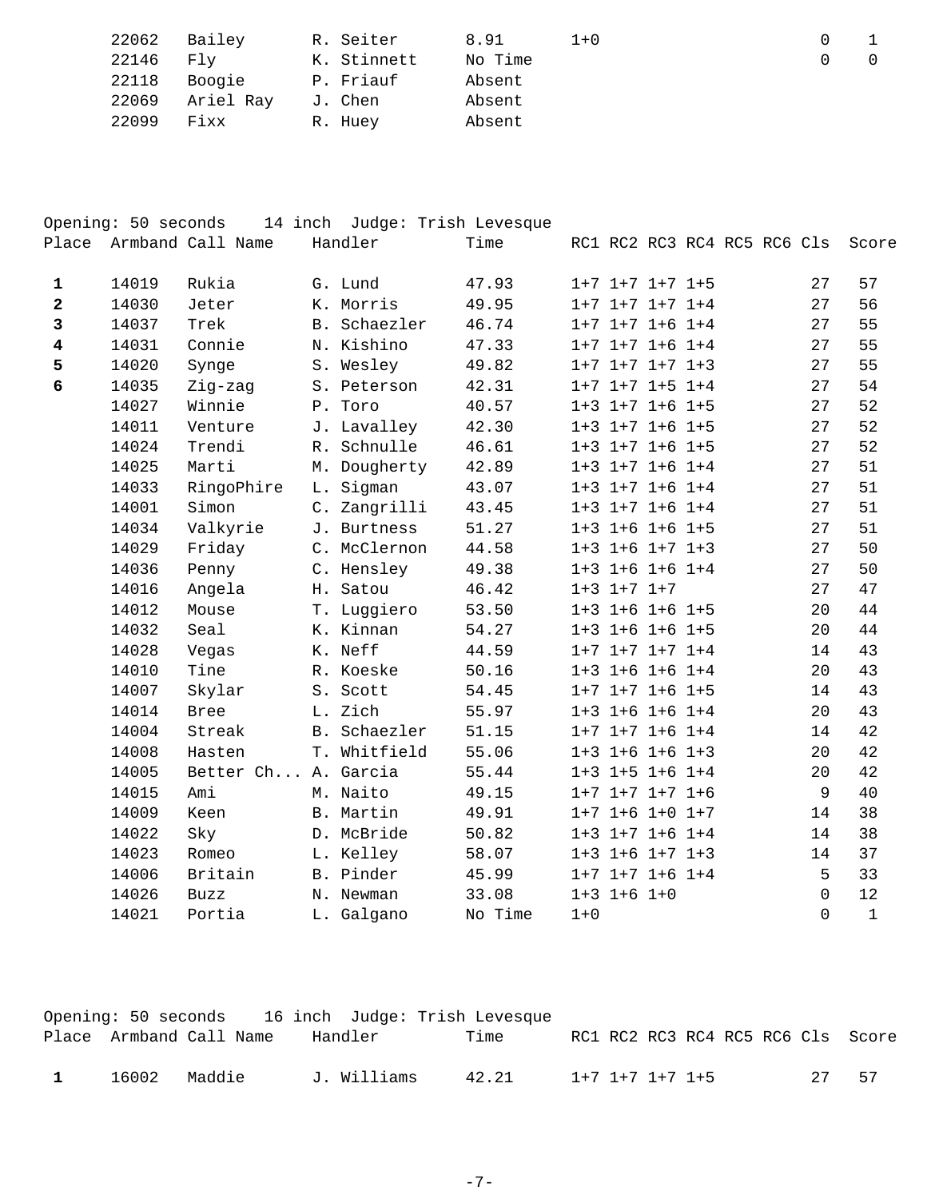| Place | Armband | Call Name | Handler | Time | RC1 | RC2 | RC3 | RC4 | RC5 | RC6 | Cls | Score |
|---|---|---|---|---|---|---|---|---|---|---|---|---|
| | 22062 | Bailey | R. Seiter | 8.91 | 1+0 | | | | | | 0 | 1 |
| | 22146 | Fly | K. Stinnett | No Time | | | | | | | 0 | 0 |
| | 22118 | Boogie | P. Friauf | Absent | | | | | | | | |
| | 22069 | Ariel Ray | J. Chen | Absent | | | | | | | | |
| | 22099 | Fixx | R. Huey | Absent | | | | | | | | |

Opening: 50 seconds 14 inch Judge: Trish Levesque

| Place | Armband | Call Name | Handler | Time | RC1 | RC2 | RC3 | RC4 | RC5 | RC6 | Cls | Score |
|---|---|---|---|---|---|---|---|---|---|---|---|---|
| **1** | 14019 | Rukia | G. Lund | 47.93 | 1+7 | 1+7 | 1+7 | 1+5 | | | 27 | 57 |
| **2** | 14030 | Jeter | K. Morris | 49.95 | 1+7 | 1+7 | 1+7 | 1+4 | | | 27 | 56 |
| **3** | 14037 | Trek | B. Schaezler | 46.74 | 1+7 | 1+7 | 1+6 | 1+4 | | | 27 | 55 |
| **4** | 14031 | Connie | N. Kishino | 47.33 | 1+7 | 1+7 | 1+6 | 1+4 | | | 27 | 55 |
| **5** | 14020 | Synge | S. Wesley | 49.82 | 1+7 | 1+7 | 1+7 | 1+3 | | | 27 | 55 |
| **6** | 14035 | Zig-zag | S. Peterson | 42.31 | 1+7 | 1+7 | 1+5 | 1+4 | | | 27 | 54 |
| | 14027 | Winnie | P. Toro | 40.57 | 1+3 | 1+7 | 1+6 | 1+5 | | | 27 | 52 |
| | 14011 | Venture | J. Lavalley | 42.30 | 1+3 | 1+7 | 1+6 | 1+5 | | | 27 | 52 |
| | 14024 | Trendi | R. Schnulle | 46.61 | 1+3 | 1+7 | 1+6 | 1+5 | | | 27 | 52 |
| | 14025 | Marti | M. Dougherty | 42.89 | 1+3 | 1+7 | 1+6 | 1+4 | | | 27 | 51 |
| | 14033 | RingoPhire | L. Sigman | 43.07 | 1+3 | 1+7 | 1+6 | 1+4 | | | 27 | 51 |
| | 14001 | Simon | C. Zangrilli | 43.45 | 1+3 | 1+7 | 1+6 | 1+4 | | | 27 | 51 |
| | 14034 | Valkyrie | J. Burtness | 51.27 | 1+3 | 1+6 | 1+6 | 1+5 | | | 27 | 51 |
| | 14029 | Friday | C. McClernon | 44.58 | 1+3 | 1+6 | 1+7 | 1+3 | | | 27 | 50 |
| | 14036 | Penny | C. Hensley | 49.38 | 1+3 | 1+6 | 1+6 | 1+4 | | | 27 | 50 |
| | 14016 | Angela | H. Satou | 46.42 | 1+3 | 1+7 | 1+7 | | | | 27 | 47 |
| | 14012 | Mouse | T. Luggiero | 53.50 | 1+3 | 1+6 | 1+6 | 1+5 | | | 20 | 44 |
| | 14032 | Seal | K. Kinnan | 54.27 | 1+3 | 1+6 | 1+6 | 1+5 | | | 20 | 44 |
| | 14028 | Vegas | K. Neff | 44.59 | 1+7 | 1+7 | 1+7 | 1+4 | | | 14 | 43 |
| | 14010 | Tine | R. Koeske | 50.16 | 1+3 | 1+6 | 1+6 | 1+4 | | | 20 | 43 |
| | 14007 | Skylar | S. Scott | 54.45 | 1+7 | 1+7 | 1+6 | 1+5 | | | 14 | 43 |
| | 14014 | Bree | L. Zich | 55.97 | 1+3 | 1+6 | 1+6 | 1+4 | | | 20 | 43 |
| | 14004 | Streak | B. Schaezler | 51.15 | 1+7 | 1+7 | 1+6 | 1+4 | | | 14 | 42 |
| | 14008 | Hasten | T. Whitfield | 55.06 | 1+3 | 1+6 | 1+6 | 1+3 | | | 20 | 42 |
| | 14005 | Better Ch... | A. Garcia | 55.44 | 1+3 | 1+5 | 1+6 | 1+4 | | | 20 | 42 |
| | 14015 | Ami | M. Naito | 49.15 | 1+7 | 1+7 | 1+7 | 1+6 | | | 9 | 40 |
| | 14009 | Keen | B. Martin | 49.91 | 1+7 | 1+6 | 1+0 | 1+7 | | | 14 | 38 |
| | 14022 | Sky | D. McBride | 50.82 | 1+3 | 1+7 | 1+6 | 1+4 | | | 14 | 38 |
| | 14023 | Romeo | L. Kelley | 58.07 | 1+3 | 1+6 | 1+7 | 1+3 | | | 14 | 37 |
| | 14006 | Britain | B. Pinder | 45.99 | 1+7 | 1+7 | 1+6 | 1+4 | | | 5 | 33 |
| | 14026 | Buzz | N. Newman | 33.08 | 1+3 | 1+6 | 1+0 | | | | 0 | 12 |
| | 14021 | Portia | L. Galgano | No Time | 1+0 | | | | | | 0 | 1 |

Opening: 50 seconds 16 inch Judge: Trish Levesque

| Place | Armband | Call Name | Handler | Time | RC1 | RC2 | RC3 | RC4 | RC5 | RC6 | Cls | Score |
|---|---|---|---|---|---|---|---|---|---|---|---|---|
| **1** | 16002 | Maddie | J. Williams | 42.21 | 1+7 | 1+7 | 1+7 | 1+5 | | | 27 | 57 |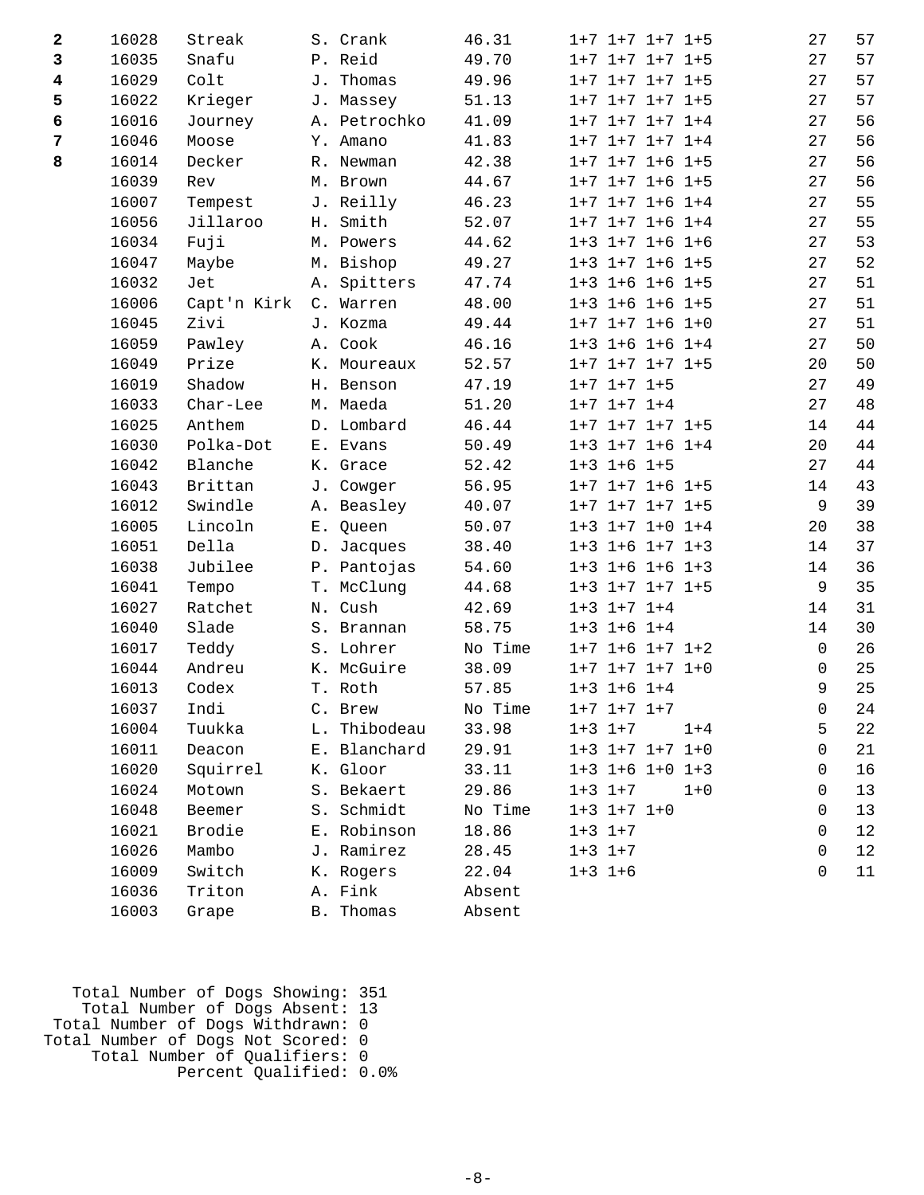| | | | | | | | | | | |
|---|---|---|---|---|---|---|---|---|---|---|
| **2** | 16028 | Streak | S. Crank | 46.31 | 1+7 | 1+7 | 1+7 | 1+5 | 27 | 57 |
| **3** | 16035 | Snafu | P. Reid | 49.70 | 1+7 | 1+7 | 1+7 | 1+5 | 27 | 57 |
| **4** | 16029 | Colt | J. Thomas | 49.96 | 1+7 | 1+7 | 1+7 | 1+5 | 27 | 57 |
| **5** | 16022 | Krieger | J. Massey | 51.13 | 1+7 | 1+7 | 1+7 | 1+5 | 27 | 57 |
| **6** | 16016 | Journey | A. Petrochko | 41.09 | 1+7 | 1+7 | 1+7 | 1+4 | 27 | 56 |
| **7** | 16046 | Moose | Y. Amano | 41.83 | 1+7 | 1+7 | 1+7 | 1+4 | 27 | 56 |
| **8** | 16014 | Decker | R. Newman | 42.38 | 1+7 | 1+7 | 1+6 | 1+5 | 27 | 56 |
| | 16039 | Rev | M. Brown | 44.67 | 1+7 | 1+7 | 1+6 | 1+5 | 27 | 56 |
| | 16007 | Tempest | J. Reilly | 46.23 | 1+7 | 1+7 | 1+6 | 1+4 | 27 | 55 |
| | 16056 | Jillaroo | H. Smith | 52.07 | 1+7 | 1+7 | 1+6 | 1+4 | 27 | 55 |
| | 16034 | Fuji | M. Powers | 44.62 | 1+3 | 1+7 | 1+6 | 1+6 | 27 | 53 |
| | 16047 | Maybe | M. Bishop | 49.27 | 1+3 | 1+7 | 1+6 | 1+5 | 27 | 52 |
| | 16032 | Jet | A. Spitters | 47.74 | 1+3 | 1+6 | 1+6 | 1+5 | 27 | 51 |
| | 16006 | Capt'n Kirk | C. Warren | 48.00 | 1+3 | 1+6 | 1+6 | 1+5 | 27 | 51 |
| | 16045 | Zivi | J. Kozma | 49.44 | 1+7 | 1+7 | 1+6 | 1+0 | 27 | 51 |
| | 16059 | Pawley | A. Cook | 46.16 | 1+3 | 1+6 | 1+6 | 1+4 | 27 | 50 |
| | 16049 | Prize | K. Moureaux | 52.57 | 1+7 | 1+7 | 1+7 | 1+5 | 20 | 50 |
| | 16019 | Shadow | H. Benson | 47.19 | 1+7 | 1+7 | 1+5 | | 27 | 49 |
| | 16033 | Char-Lee | M. Maeda | 51.20 | 1+7 | 1+7 | 1+4 | | 27 | 48 |
| | 16025 | Anthem | D. Lombard | 46.44 | 1+7 | 1+7 | 1+7 | 1+5 | 14 | 44 |
| | 16030 | Polka-Dot | E. Evans | 50.49 | 1+3 | 1+7 | 1+6 | 1+4 | 20 | 44 |
| | 16042 | Blanche | K. Grace | 52.42 | 1+3 | 1+6 | 1+5 | | 27 | 44 |
| | 16043 | Brittan | J. Cowger | 56.95 | 1+7 | 1+7 | 1+6 | 1+5 | 14 | 43 |
| | 16012 | Swindle | A. Beasley | 40.07 | 1+7 | 1+7 | 1+7 | 1+5 | 9 | 39 |
| | 16005 | Lincoln | E. Queen | 50.07 | 1+3 | 1+7 | 1+0 | 1+4 | 20 | 38 |
| | 16051 | Della | D. Jacques | 38.40 | 1+3 | 1+6 | 1+7 | 1+3 | 14 | 37 |
| | 16038 | Jubilee | P. Pantojas | 54.60 | 1+3 | 1+6 | 1+6 | 1+3 | 14 | 36 |
| | 16041 | Tempo | T. McClung | 44.68 | 1+3 | 1+7 | 1+7 | 1+5 | 9 | 35 |
| | 16027 | Ratchet | N. Cush | 42.69 | 1+3 | 1+7 | 1+4 | | 14 | 31 |
| | 16040 | Slade | S. Brannan | 58.75 | 1+3 | 1+6 | 1+4 | | 14 | 30 |
| | 16017 | Teddy | S. Lohrer | No Time | 1+7 | 1+6 | 1+7 | 1+2 | 0 | 26 |
| | 16044 | Andreu | K. McGuire | 38.09 | 1+7 | 1+7 | 1+7 | 1+0 | 0 | 25 |
| | 16013 | Codex | T. Roth | 57.85 | 1+3 | 1+6 | 1+4 | | 9 | 25 |
| | 16037 | Indi | C. Brew | No Time | 1+7 | 1+7 | 1+7 | | 0 | 24 |
| | 16004 | Tuukka | L. Thibodeau | 33.98 | 1+3 | 1+7 | | 1+4 | 5 | 22 |
| | 16011 | Deacon | E. Blanchard | 29.91 | 1+3 | 1+7 | 1+7 | 1+0 | 0 | 21 |
| | 16020 | Squirrel | K. Gloor | 33.11 | 1+3 | 1+6 | 1+0 | 1+3 | 0 | 16 |
| | 16024 | Motown | S. Bekaert | 29.86 | 1+3 | 1+7 | | 1+0 | 0 | 13 |
| | 16048 | Beemer | S. Schmidt | No Time | 1+3 | 1+7 | 1+0 | | 0 | 13 |
| | 16021 | Brodie | E. Robinson | 18.86 | 1+3 | 1+7 | | | 0 | 12 |
| | 16026 | Mambo | J. Ramirez | 28.45 | 1+3 | 1+7 | | | 0 | 12 |
| | 16009 | Switch | K. Rogers | 22.04 | 1+3 | 1+6 | | | 0 | 11 |
| | 16036 | Triton | A. Fink | Absent | | | | | | |
| | 16003 | Grape | B. Thomas | Absent | | | | | | |

Total Number of Dogs Showing: 351
Total Number of Dogs Absent: 13
Total Number of Dogs Withdrawn: 0
Total Number of Dogs Not Scored: 0
Total Number of Qualifiers: 0
Percent Qualified: 0.0%